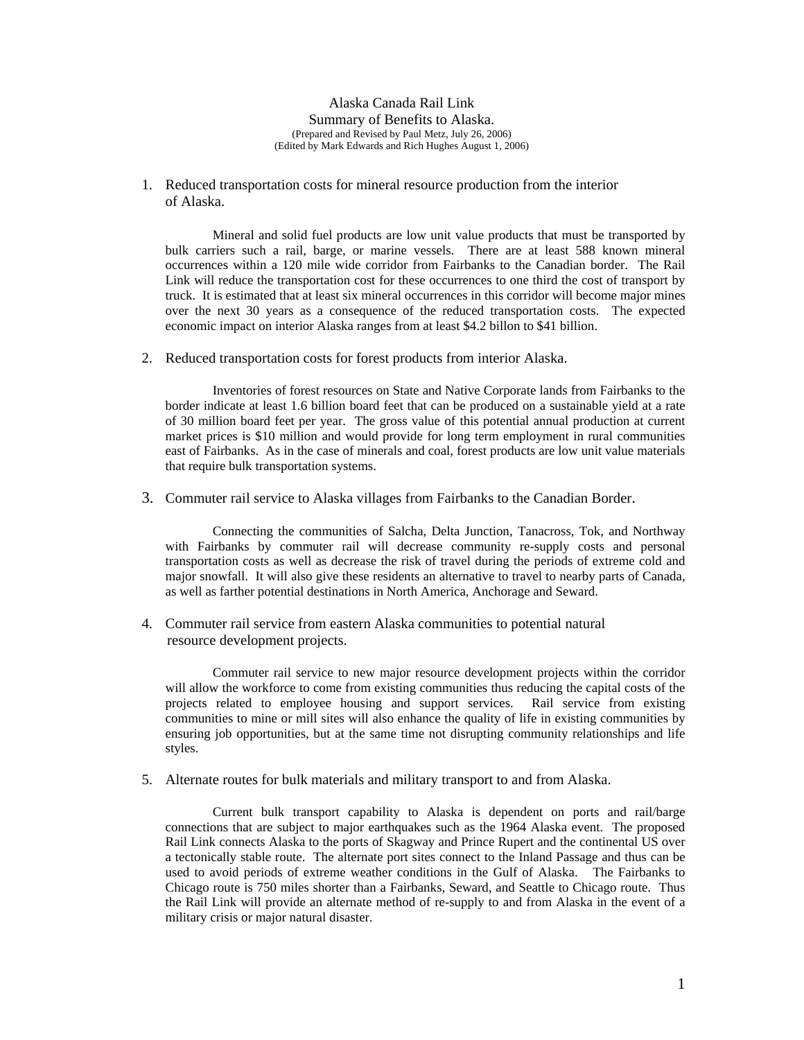# Alaska Canada Rail Link

## Summary of Benefits to Alaska.

(Prepared and Revised by Paul Metz, July 26, 2006)
(Edited by Mark Edwards and Rich Hughes August 1, 2006)

1. Reduced transportation costs for mineral resource production from the interior of Alaska.

   Mineral and solid fuel products are low unit value products that must be transported by bulk carriers such a rail, barge, or marine vessels. There are at least 588 known mineral occurrences within a 120 mile wide corridor from Fairbanks to the Canadian border. The Rail Link will reduce the transportation cost for these occurrences to one third the cost of transport by truck. It is estimated that at least six mineral occurrences in this corridor will become major mines over the next 30 years as a consequence of the reduced transportation costs. The expected economic impact on interior Alaska ranges from at least $4.2 billon to $41 billion.

2. Reduced transportation costs for forest products from interior Alaska.

   Inventories of forest resources on State and Native Corporate lands from Fairbanks to the border indicate at least 1.6 billion board feet that can be produced on a sustainable yield at a rate of 30 million board feet per year. The gross value of this potential annual production at current market prices is $10 million and would provide for long term employment in rural communities east of Fairbanks. As in the case of minerals and coal, forest products are low unit value materials that require bulk transportation systems.

3. Commuter rail service to Alaska villages from Fairbanks to the Canadian Border.

   Connecting the communities of Salcha, Delta Junction, Tanacross, Tok, and Northway with Fairbanks by commuter rail will decrease community re-supply costs and personal transportation costs as well as decrease the risk of travel during the periods of extreme cold and major snowfall. It will also give these residents an alternative to travel to nearby parts of Canada, as well as farther potential destinations in North America, Anchorage and Seward.

4. Commuter rail service from eastern Alaska communities to potential natural resource development projects.

   Commuter rail service to new major resource development projects within the corridor will allow the workforce to come from existing communities thus reducing the capital costs of the projects related to employee housing and support services. Rail service from existing communities to mine or mill sites will also enhance the quality of life in existing communities by ensuring job opportunities, but at the same time not disrupting community relationships and life styles.

5. Alternate routes for bulk materials and military transport to and from Alaska.

   Current bulk transport capability to Alaska is dependent on ports and rail/barge connections that are subject to major earthquakes such as the 1964 Alaska event. The proposed Rail Link connects Alaska to the ports of Skagway and Prince Rupert and the continental US over a tectonically stable route. The alternate port sites connect to the Inland Passage and thus can be used to avoid periods of extreme weather conditions in the Gulf of Alaska. The Fairbanks to Chicago route is 750 miles shorter than a Fairbanks, Seward, and Seattle to Chicago route. Thus the Rail Link will provide an alternate method of re-supply to and from Alaska in the event of a military crisis or major natural disaster.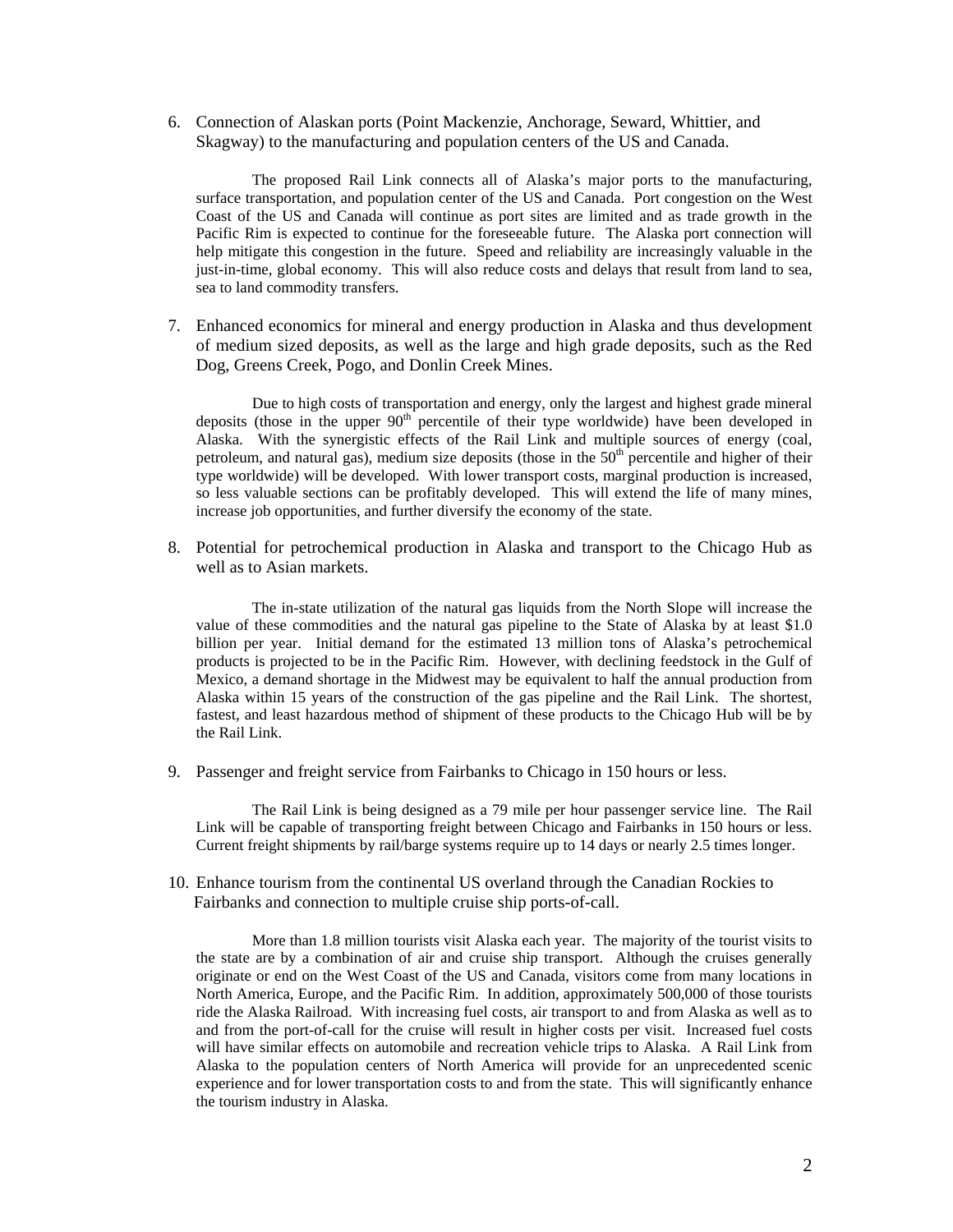6. Connection of Alaskan ports (Point Mackenzie, Anchorage, Seward, Whittier, and Skagway) to the manufacturing and population centers of the US and Canada.

   The proposed Rail Link connects all of Alaska's major ports to the manufacturing, surface transportation, and population center of the US and Canada. Port congestion on the West Coast of the US and Canada will continue as port sites are limited and as trade growth in the Pacific Rim is expected to continue for the foreseeable future. The Alaska port connection will help mitigate this congestion in the future. Speed and reliability are increasingly valuable in the just-in-time, global economy. This will also reduce costs and delays that result from land to sea, sea to land commodity transfers.

7. Enhanced economics for mineral and energy production in Alaska and thus development of medium sized deposits, as well as the large and high grade deposits, such as the Red Dog, Greens Creek, Pogo, and Donlin Creek Mines.

   Due to high costs of transportation and energy, only the largest and highest grade mineral deposits (those in the upper 90th percentile of their type worldwide) have been developed in Alaska. With the synergistic effects of the Rail Link and multiple sources of energy (coal, petroleum, and natural gas), medium size deposits (those in the 50th percentile and higher of their type worldwide) will be developed. With lower transport costs, marginal production is increased, so less valuable sections can be profitably developed. This will extend the life of many mines, increase job opportunities, and further diversify the economy of the state.

8. Potential for petrochemical production in Alaska and transport to the Chicago Hub as well as to Asian markets.

   The in-state utilization of the natural gas liquids from the North Slope will increase the value of these commodities and the natural gas pipeline to the State of Alaska by at least $1.0 billion per year. Initial demand for the estimated 13 million tons of Alaska's petrochemical products is projected to be in the Pacific Rim. However, with declining feedstock in the Gulf of Mexico, a demand shortage in the Midwest may be equivalent to half the annual production from Alaska within 15 years of the construction of the gas pipeline and the Rail Link. The shortest, fastest, and least hazardous method of shipment of these products to the Chicago Hub will be by the Rail Link.

9. Passenger and freight service from Fairbanks to Chicago in 150 hours or less.

   The Rail Link is being designed as a 79 mile per hour passenger service line. The Rail Link will be capable of transporting freight between Chicago and Fairbanks in 150 hours or less. Current freight shipments by rail/barge systems require up to 14 days or nearly 2.5 times longer.

10. Enhance tourism from the continental US overland through the Canadian Rockies to Fairbanks and connection to multiple cruise ship ports-of-call.

    More than 1.8 million tourists visit Alaska each year. The majority of the tourist visits to the state are by a combination of air and cruise ship transport. Although the cruises generally originate or end on the West Coast of the US and Canada, visitors come from many locations in North America, Europe, and the Pacific Rim. In addition, approximately 500,000 of those tourists ride the Alaska Railroad. With increasing fuel costs, air transport to and from Alaska as well as to and from the port-of-call for the cruise will result in higher costs per visit. Increased fuel costs will have similar effects on automobile and recreation vehicle trips to Alaska. A Rail Link from Alaska to the population centers of North America will provide for an unprecedented scenic experience and for lower transportation costs to and from the state. This will significantly enhance the tourism industry in Alaska.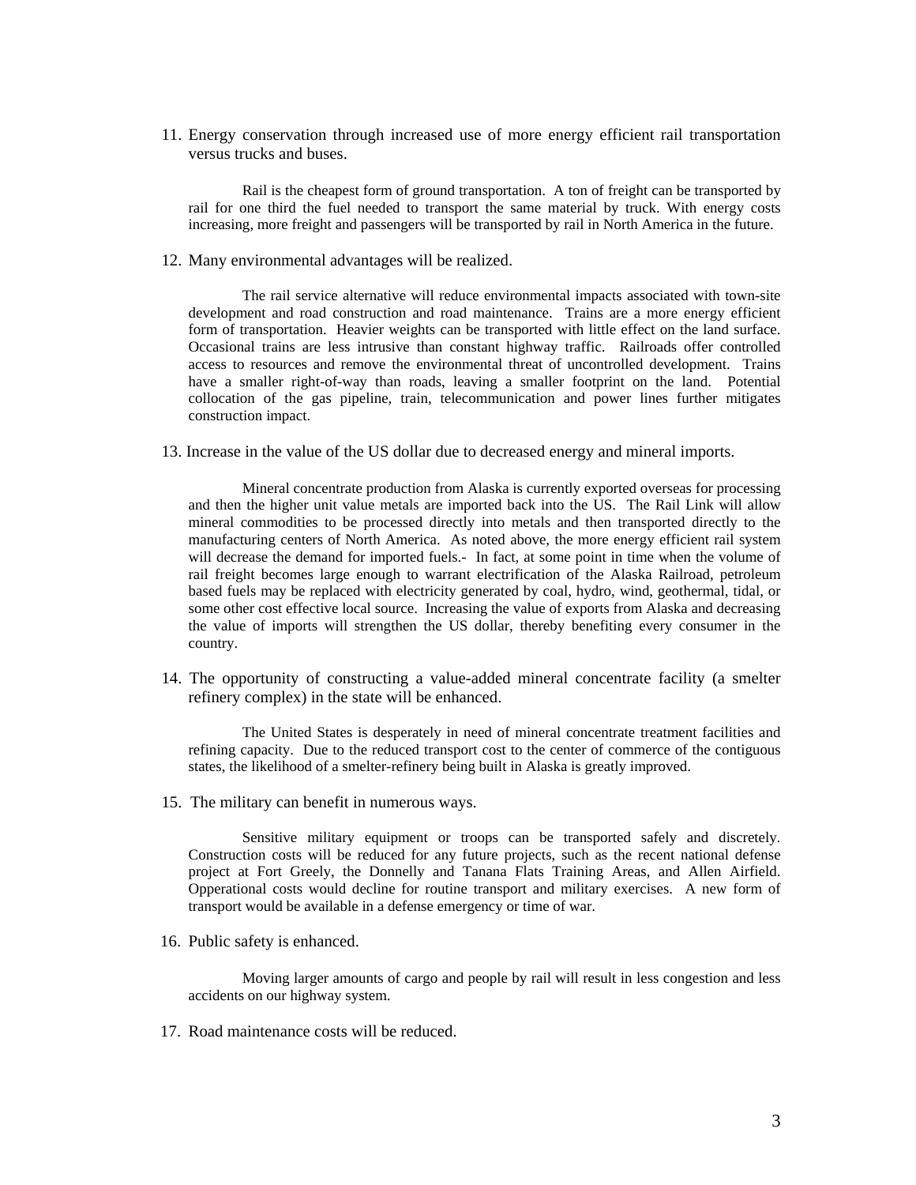11. Energy conservation through increased use of more energy efficient rail transportation versus trucks and buses.

    Rail is the cheapest form of ground transportation. A ton of freight can be transported by rail for one third the fuel needed to transport the same material by truck. With energy costs increasing, more freight and passengers will be transported by rail in North America in the future.

12. Many environmental advantages will be realized.

    The rail service alternative will reduce environmental impacts associated with town-site development and road construction and road maintenance. Trains are a more energy efficient form of transportation. Heavier weights can be transported with little effect on the land surface. Occasional trains are less intrusive than constant highway traffic. Railroads offer controlled access to resources and remove the environmental threat of uncontrolled development. Trains have a smaller right-of-way than roads, leaving a smaller footprint on the land. Potential collocation of the gas pipeline, train, telecommunication and power lines further mitigates construction impact.

13. Increase in the value of the US dollar due to decreased energy and mineral imports.

    Mineral concentrate production from Alaska is currently exported overseas for processing and then the higher unit value metals are imported back into the US. The Rail Link will allow mineral commodities to be processed directly into metals and then transported directly to the manufacturing centers of North America. As noted above, the more energy efficient rail system will decrease the demand for imported fuels.- In fact, at some point in time when the volume of rail freight becomes large enough to warrant electrification of the Alaska Railroad, petroleum based fuels may be replaced with electricity generated by coal, hydro, wind, geothermal, tidal, or some other cost effective local source. Increasing the value of exports from Alaska and decreasing the value of imports will strengthen the US dollar, thereby benefiting every consumer in the country.

14. The opportunity of constructing a value-added mineral concentrate facility (a smelter refinery complex) in the state will be enhanced.

    The United States is desperately in need of mineral concentrate treatment facilities and refining capacity. Due to the reduced transport cost to the center of commerce of the contiguous states, the likelihood of a smelter-refinery being built in Alaska is greatly improved.

15. The military can benefit in numerous ways.

    Sensitive military equipment or troops can be transported safely and discretely. Construction costs will be reduced for any future projects, such as the recent national defense project at Fort Greely, the Donnelly and Tanana Flats Training Areas, and Allen Airfield. Opperational costs would decline for routine transport and military exercises. A new form of transport would be available in a defense emergency or time of war.

16. Public safety is enhanced.

    Moving larger amounts of cargo and people by rail will result in less congestion and less accidents on our highway system.

17. Road maintenance costs will be reduced.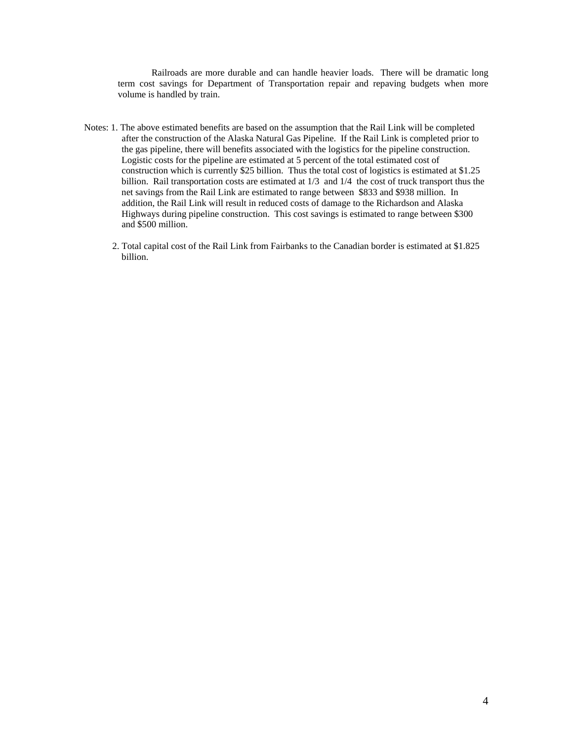Railroads are more durable and can handle heavier loads. There will be dramatic long term cost savings for Department of Transportation repair and repaving budgets when more volume is handled by train.

Notes: 1. The above estimated benefits are based on the assumption that the Rail Link will be completed after the construction of the Alaska Natural Gas Pipeline. If the Rail Link is completed prior to the gas pipeline, there will benefits associated with the logistics for the pipeline construction. Logistic costs for the pipeline are estimated at 5 percent of the total estimated cost of construction which is currently $25 billion. Thus the total cost of logistics is estimated at $1.25 billion. Rail transportation costs are estimated at 1/3 and 1/4 the cost of truck transport thus the net savings from the Rail Link are estimated to range between $833 and $938 million. In addition, the Rail Link will result in reduced costs of damage to the Richardson and Alaska Highways during pipeline construction. This cost savings is estimated to range between $300 and $500 million.

2. Total capital cost of the Rail Link from Fairbanks to the Canadian border is estimated at $1.825 billion.